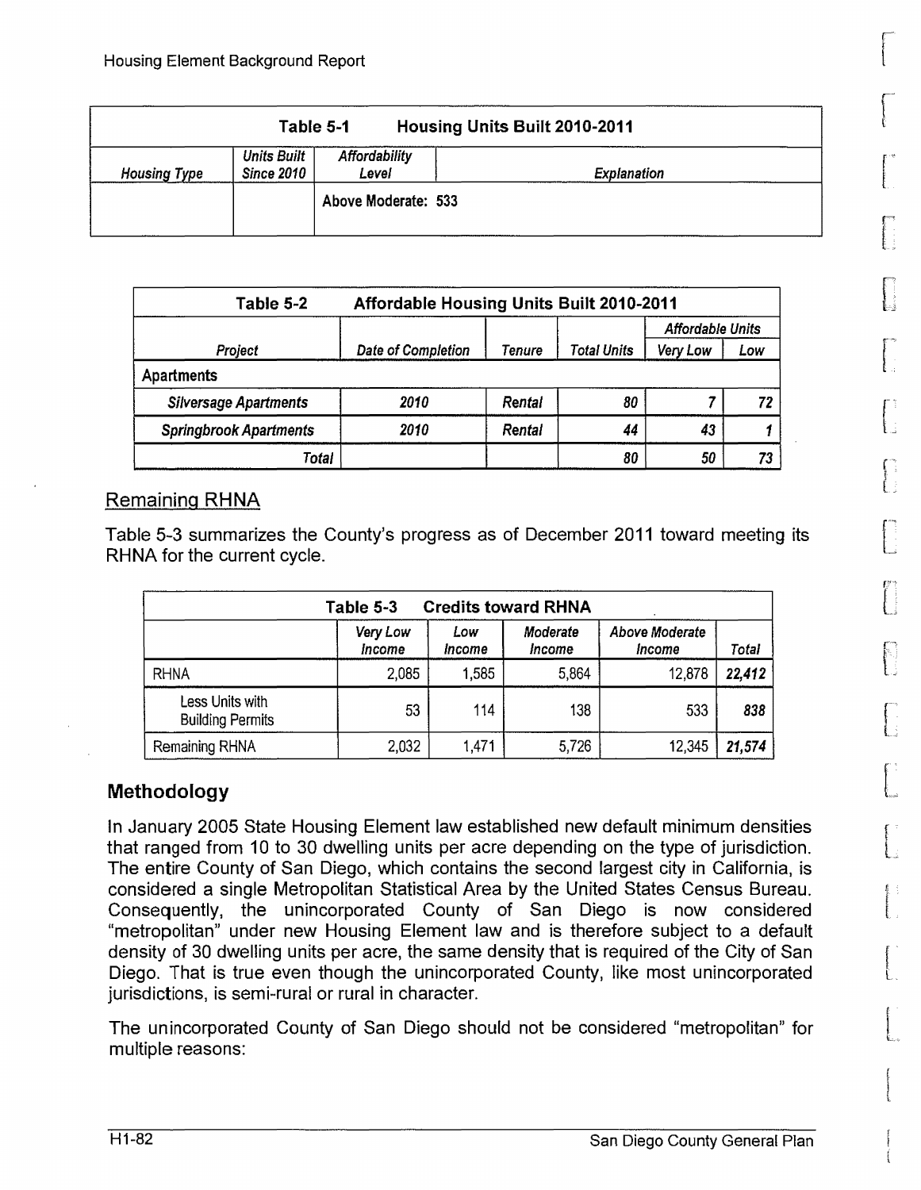| Table 5-1 Housing Units Built 2010-2011 | | | |
|---|---|---|---|
| *Housing Type* | *Units Built Since 2010* | *Affordability Level* | *Explanation* |
| | | Above Moderate: 533 | |

| Table 5-2 Affordable Housing Units Built 2010-2011 | | | | | |
|---|---|---|---|---|---|
| | | | | *Affordable Units* | |
| *Project* | *Date of Completion* | *Tenure* | *Total Units* | *Very Low* | *Low* |
| **Apartments** | | | | | |
| ***Silversage Apartments*** | ***2010*** | ***Rental*** | ***80*** | ***7*** | ***72*** |
| ***Springbrook Apartments*** | ***2010*** | ***Rental*** | ***44*** | ***43*** | ***1*** |
| ***Total*** | | | ***80*** | ***50*** | ***73*** |

## Remaining RHNA

Table 5-3 summarizes the County's progress as of December 2011 toward meeting its RHNA for the current cycle.

| Table 5-3 Credits toward RHNA | | | | | |
|---|---|---|---|---|---|
| | *Very Low Income* | *Low Income* | *Moderate Income* | *Above Moderate Income* | *Total* |
| RHNA | 2,085 | 1,585 | 5,864 | 12,878 | ***22,412*** |
| Less Units with Building Permits | 53 | 114 | 138 | 533 | ***838*** |
| Remaining RHNA | 2,032 | 1,471 | 5,726 | 12,345 | ***21,574*** |

## Methodology

In January 2005 State Housing Element law established new default minimum densities that ranged from 10 to 30 dwelling units per acre depending on the type of jurisdiction. The entire County of San Diego, which contains the second largest city in California, is considered a single Metropolitan Statistical Area by the United States Census Bureau. Consequently, the unincorporated County of San Diego is now considered "metropolitan" under new Housing Element law and is therefore subject to a default density of 30 dwelling units per acre, the same density that is required of the City of San Diego. That is true even though the unincorporated County, like most unincorporated jurisdictions, is semi-rural or rural in character.

The unincorporated County of San Diego should not be considered "metropolitan" for multiple reasons: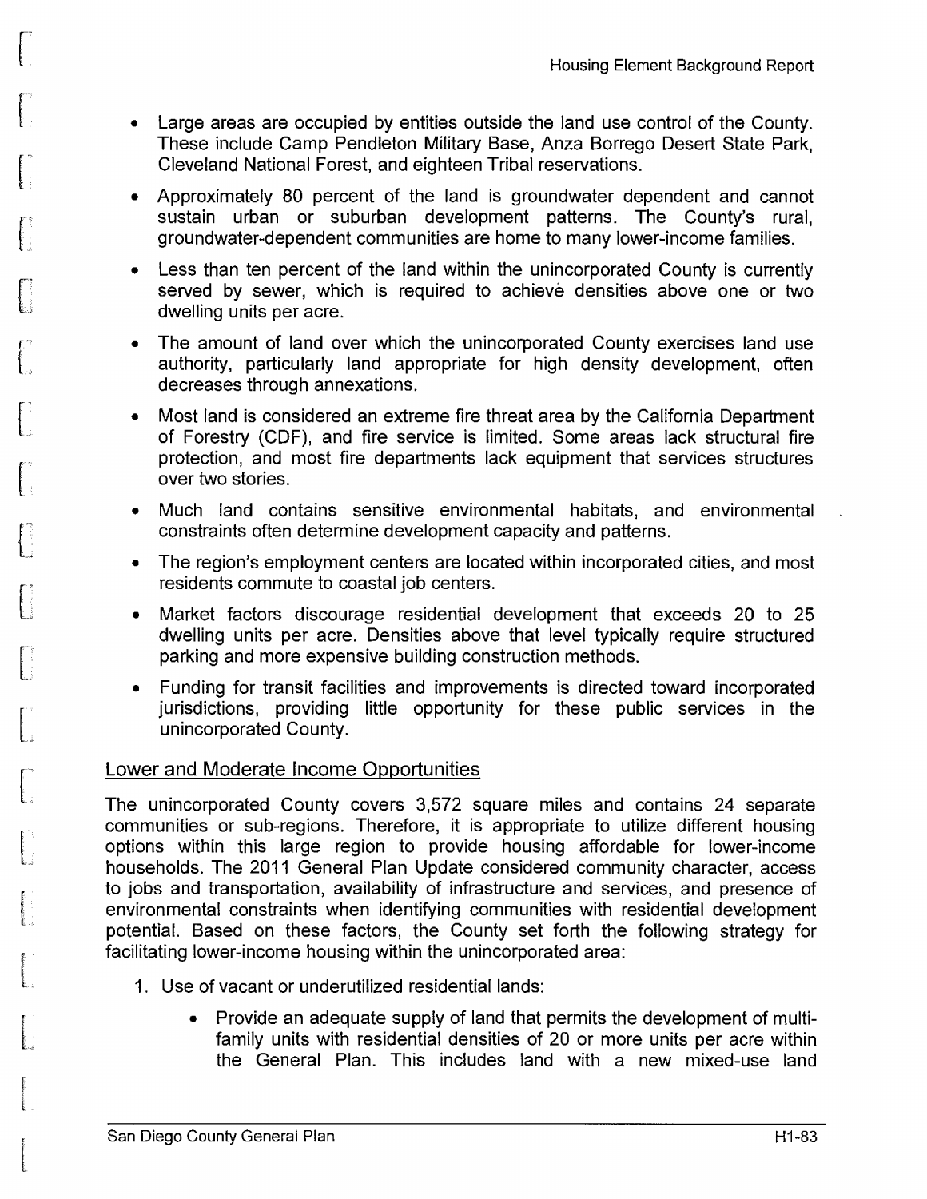- Large areas are occupied by entities outside the land use control of the County. These include Camp Pendleton Military Base, Anza Borrego Desert State Park, Cleveland National Forest, and eighteen Tribal reservations.
- Approximately 80 percent of the land is groundwater dependent and cannot sustain urban or suburban development patterns. The County's rural, groundwater-dependent communities are home to many lower-income families.
- Less than ten percent of the land within the unincorporated County is currently served by sewer, which is required to achieve densities above one or two dwelling units per acre.
- The amount of land over which the unincorporated County exercises land use authority, particularly land appropriate for high density development, often decreases through annexations.
- Most land is considered an extreme fire threat area by the California Department of Forestry (CDF), and fire service is limited. Some areas lack structural fire protection, and most fire departments lack equipment that services structures over two stories.
- Much land contains sensitive environmental habitats, and environmental constraints often determine development capacity and patterns.
- The region's employment centers are located within incorporated cities, and most residents commute to coastal job centers.
- Market factors discourage residential development that exceeds 20 to 25 dwelling units per acre. Densities above that level typically require structured parking and more expensive building construction methods.
- Funding for transit facilities and improvements is directed toward incorporated jurisdictions, providing little opportunity for these public services in the unincorporated County.

## Lower and Moderate Income Opportunities

The unincorporated County covers 3,572 square miles and contains 24 separate communities or sub-regions. Therefore, it is appropriate to utilize different housing options within this large region to provide housing affordable for lower-income households. The 2011 General Plan Update considered community character, access to jobs and transportation, availability of infrastructure and services, and presence of environmental constraints when identifying communities with residential development potential. Based on these factors, the County set forth the following strategy for facilitating lower-income housing within the unincorporated area:

1. Use of vacant or underutilized residential lands:
    - Provide an adequate supply of land that permits the development of multi-family units with residential densities of 20 or more units per acre within the General Plan. This includes land with a new mixed-use land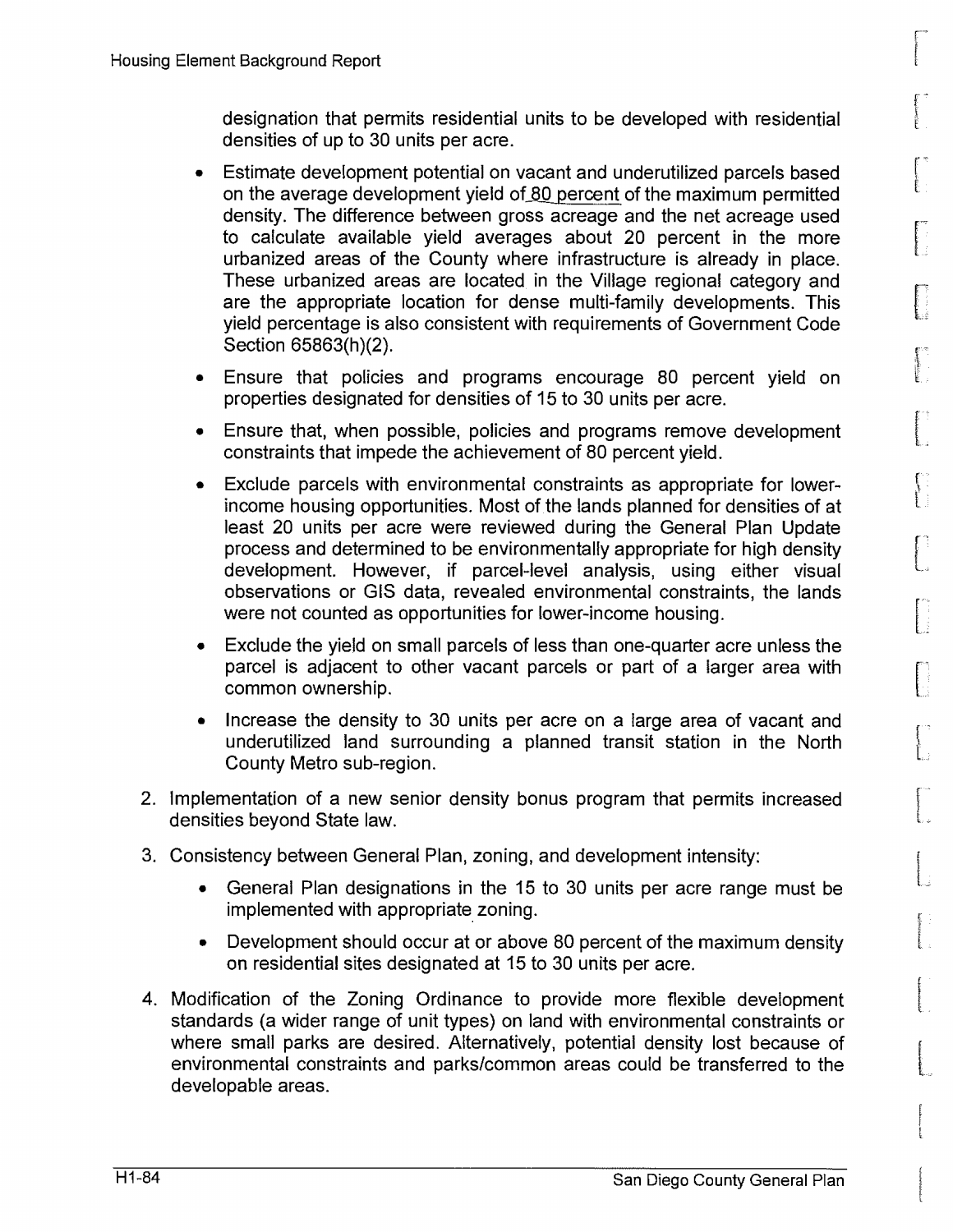designation that permits residential units to be developed with residential densities of up to 30 units per acre.

- Estimate development potential on vacant and underutilized parcels based on the average development yield of 80 percent of the maximum permitted density. The difference between gross acreage and the net acreage used to calculate available yield averages about 20 percent in the more urbanized areas of the County where infrastructure is already in place. These urbanized areas are located in the Village regional category and are the appropriate location for dense multi-family developments. This yield percentage is also consistent with requirements of Government Code Section 65863(h)(2).
- Ensure that policies and programs encourage 80 percent yield on properties designated for densities of 15 to 30 units per acre.
- Ensure that, when possible, policies and programs remove development constraints that impede the achievement of 80 percent yield.
- Exclude parcels with environmental constraints as appropriate for lower-income housing opportunities. Most of the lands planned for densities of at least 20 units per acre were reviewed during the General Plan Update process and determined to be environmentally appropriate for high density development. However, if parcel-level analysis, using either visual observations or GIS data, revealed environmental constraints, the lands were not counted as opportunities for lower-income housing.
- Exclude the yield on small parcels of less than one-quarter acre unless the parcel is adjacent to other vacant parcels or part of a larger area with common ownership.
- Increase the density to 30 units per acre on a large area of vacant and underutilized land surrounding a planned transit station in the North County Metro sub-region.

2. Implementation of a new senior density bonus program that permits increased densities beyond State law.
3. Consistency between General Plan, zoning, and development intensity:
   - General Plan designations in the 15 to 30 units per acre range must be implemented with appropriate zoning.
   - Development should occur at or above 80 percent of the maximum density on residential sites designated at 15 to 30 units per acre.
4. Modification of the Zoning Ordinance to provide more flexible development standards (a wider range of unit types) on land with environmental constraints or where small parks are desired. Alternatively, potential density lost because of environmental constraints and parks/common areas could be transferred to the developable areas.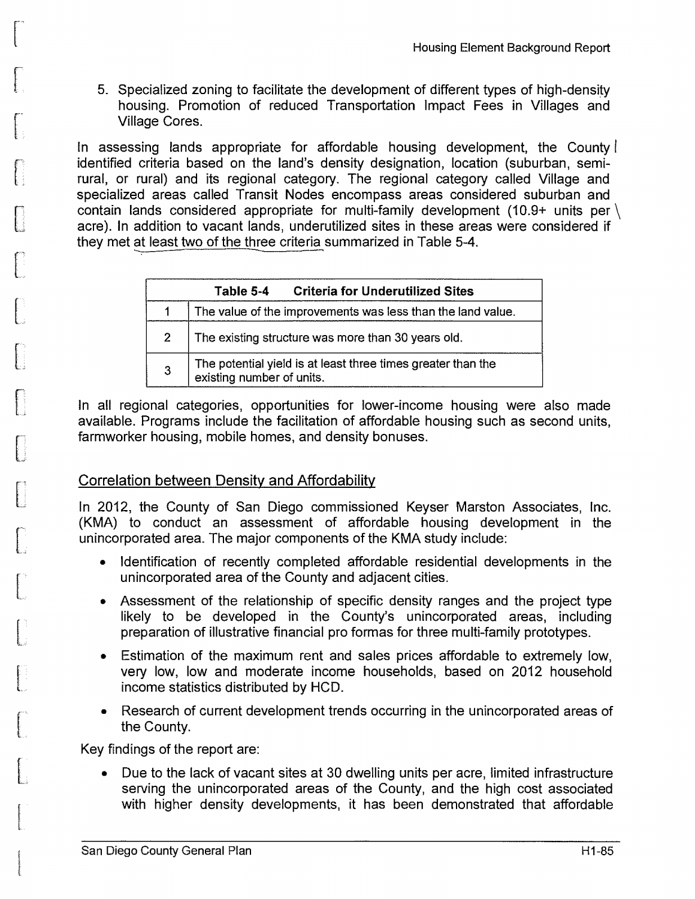5. Specialized zoning to facilitate the development of different types of high-density housing. Promotion of reduced Transportation Impact Fees in Villages and Village Cores.

In assessing lands appropriate for affordable housing development, the County identified criteria based on the land's density designation, location (suburban, semi-rural, or rural) and its regional category. The regional category called Village and specialized areas called Transit Nodes encompass areas considered suburban and contain lands considered appropriate for multi-family development (10.9+ units per acre). In addition to vacant lands, underutilized sites in these areas were considered if they met at least two of the three criteria summarized in Table 5-4.

| Table 5-4 Criteria for Underutilized Sites | |
|---|---|
| 1 | The value of the improvements was less than the land value. |
| 2 | The existing structure was more than 30 years old. |
| 3 | The potential yield is at least three times greater than the existing number of units. |

In all regional categories, opportunities for lower-income housing were also made available. Programs include the facilitation of affordable housing such as second units, farmworker housing, mobile homes, and density bonuses.

## Correlation between Density and Affordability

In 2012, the County of San Diego commissioned Keyser Marston Associates, Inc. (KMA) to conduct an assessment of affordable housing development in the unincorporated area. The major components of the KMA study include:

- Identification of recently completed affordable residential developments in the unincorporated area of the County and adjacent cities.
- Assessment of the relationship of specific density ranges and the project type likely to be developed in the County's unincorporated areas, including preparation of illustrative financial pro formas for three multi-family prototypes.
- Estimation of the maximum rent and sales prices affordable to extremely low, very low, low and moderate income households, based on 2012 household income statistics distributed by HCD.
- Research of current development trends occurring in the unincorporated areas of the County.

Key findings of the report are:

- Due to the lack of vacant sites at 30 dwelling units per acre, limited infrastructure serving the unincorporated areas of the County, and the high cost associated with higher density developments, it has been demonstrated that affordable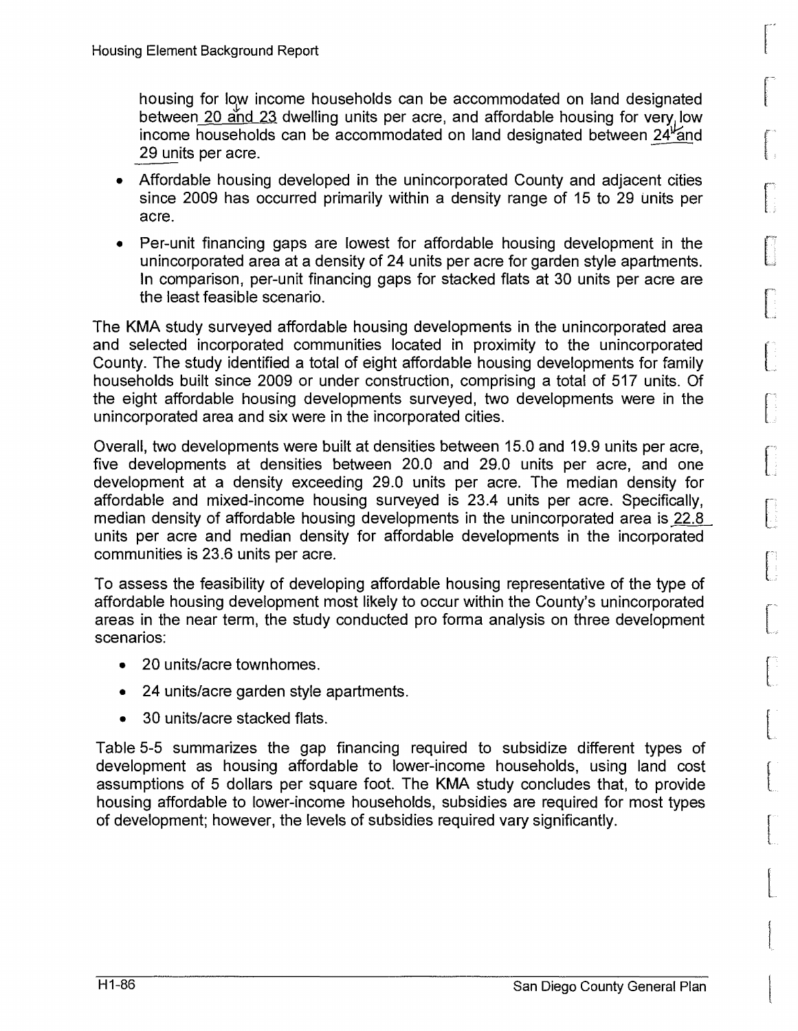housing for low income households can be accommodated on land designated between 20 and 23 dwelling units per acre, and affordable housing for very low income households can be accommodated on land designated between 24 and 29 units per acre.

- Affordable housing developed in the unincorporated County and adjacent cities since 2009 has occurred primarily within a density range of 15 to 29 units per acre.
- Per-unit financing gaps are lowest for affordable housing development in the unincorporated area at a density of 24 units per acre for garden style apartments. In comparison, per-unit financing gaps for stacked flats at 30 units per acre are the least feasible scenario.

The KMA study surveyed affordable housing developments in the unincorporated area and selected incorporated communities located in proximity to the unincorporated County. The study identified a total of eight affordable housing developments for family households built since 2009 or under construction, comprising a total of 517 units. Of the eight affordable housing developments surveyed, two developments were in the unincorporated area and six were in the incorporated cities.

Overall, two developments were built at densities between 15.0 and 19.9 units per acre, five developments at densities between 20.0 and 29.0 units per acre, and one development at a density exceeding 29.0 units per acre. The median density for affordable and mixed-income housing surveyed is 23.4 units per acre. Specifically, median density of affordable housing developments in the unincorporated area is 22.8 units per acre and median density for affordable developments in the incorporated communities is 23.6 units per acre.

To assess the feasibility of developing affordable housing representative of the type of affordable housing development most likely to occur within the County's unincorporated areas in the near term, the study conducted pro forma analysis on three development scenarios:

- 20 units/acre townhomes.
- 24 units/acre garden style apartments.
- 30 units/acre stacked flats.

Table 5-5 summarizes the gap financing required to subsidize different types of development as housing affordable to lower-income households, using land cost assumptions of 5 dollars per square foot. The KMA study concludes that, to provide housing affordable to lower-income households, subsidies are required for most types of development; however, the levels of subsidies required vary significantly.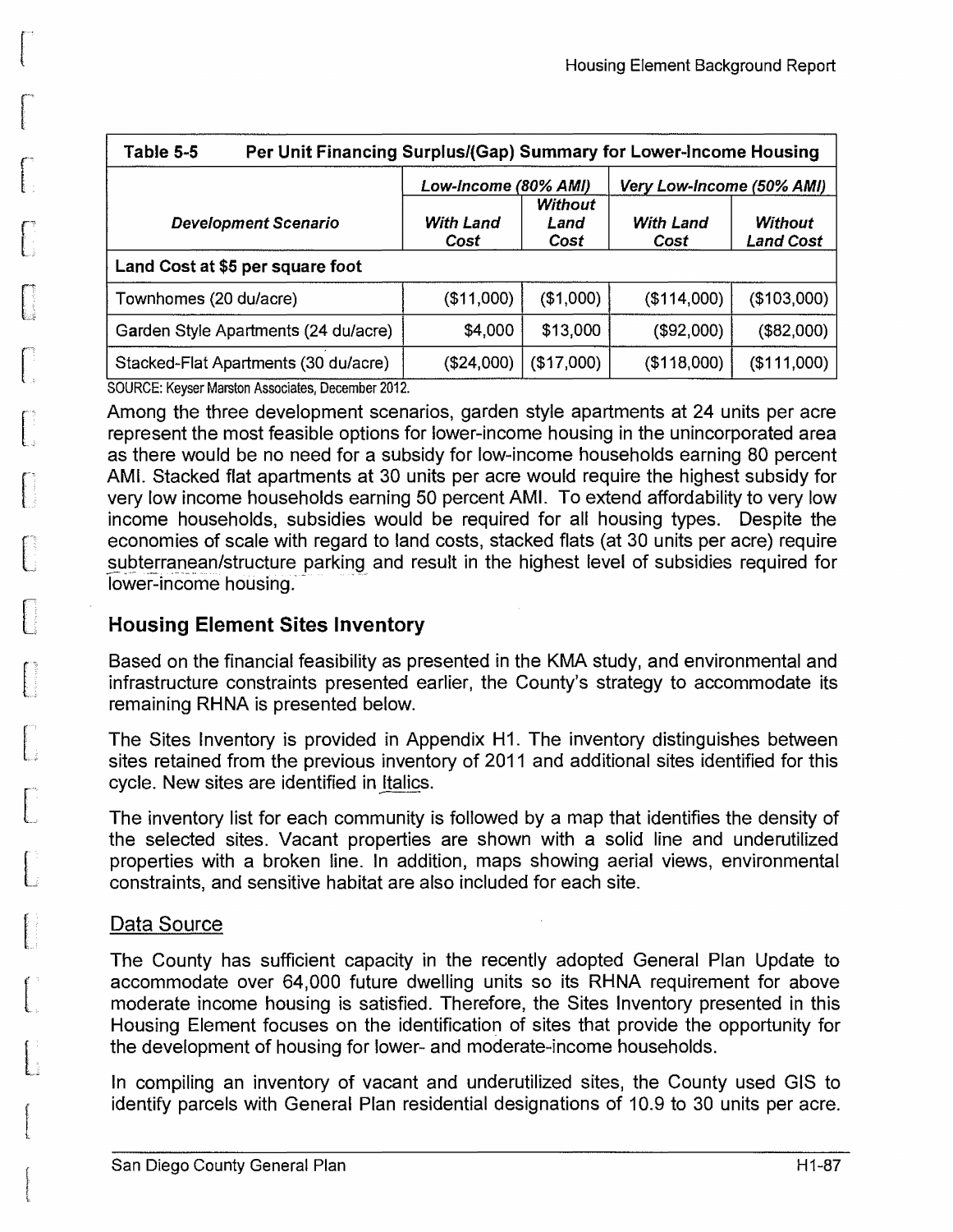| Table 5-5 Per Unit Financing Surplus/(Gap) Summary for Lower-Income Housing | | | | |
|---|---|---|---|---|
| | *Low-Income (80% AMI)* | | *Very Low-Income (50% AMI)* | |
| *Development Scenario* | *With Land Cost* | *Without Land Cost* | *With Land Cost* | *Without Land Cost* |
| **Land Cost at $5 per square foot** | | | | |
| Townhomes (20 du/acre) | ($11,000) | ($1,000) | ($114,000) | ($103,000) |
| Garden Style Apartments (24 du/acre) | $4,000 | $13,000 | ($92,000) | ($82,000) |
| Stacked-Flat Apartments (30 du/acre) | ($24,000) | ($17,000) | ($118,000) | ($111,000) |

SOURCE: Keyser Marston Associates, December 2012.

Among the three development scenarios, garden style apartments at 24 units per acre represent the most feasible options for lower-income housing in the unincorporated area as there would be no need for a subsidy for low-income households earning 80 percent AMI. Stacked flat apartments at 30 units per acre would require the highest subsidy for very low income households earning 50 percent AMI. To extend affordability to very low income households, subsidies would be required for all housing types. Despite the economies of scale with regard to land costs, stacked flats (at 30 units per acre) require subterranean/structure parking and result in the highest level of subsidies required for lower-income housing.

## Housing Element Sites Inventory

Based on the financial feasibility as presented in the KMA study, and environmental and infrastructure constraints presented earlier, the County's strategy to accommodate its remaining RHNA is presented below.

The Sites Inventory is provided in Appendix H1. The inventory distinguishes between sites retained from the previous inventory of 2011 and additional sites identified for this cycle. New sites are identified in *Italics*.

The inventory list for each community is followed by a map that identifies the density of the selected sites. Vacant properties are shown with a solid line and underutilized properties with a broken line. In addition, maps showing aerial views, environmental constraints, and sensitive habitat are also included for each site.

### Data Source

The County has sufficient capacity in the recently adopted General Plan Update to accommodate over 64,000 future dwelling units so its RHNA requirement for above moderate income housing is satisfied. Therefore, the Sites Inventory presented in this Housing Element focuses on the identification of sites that provide the opportunity for the development of housing for lower- and moderate-income households.

In compiling an inventory of vacant and underutilized sites, the County used GIS to identify parcels with General Plan residential designations of 10.9 to 30 units per acre.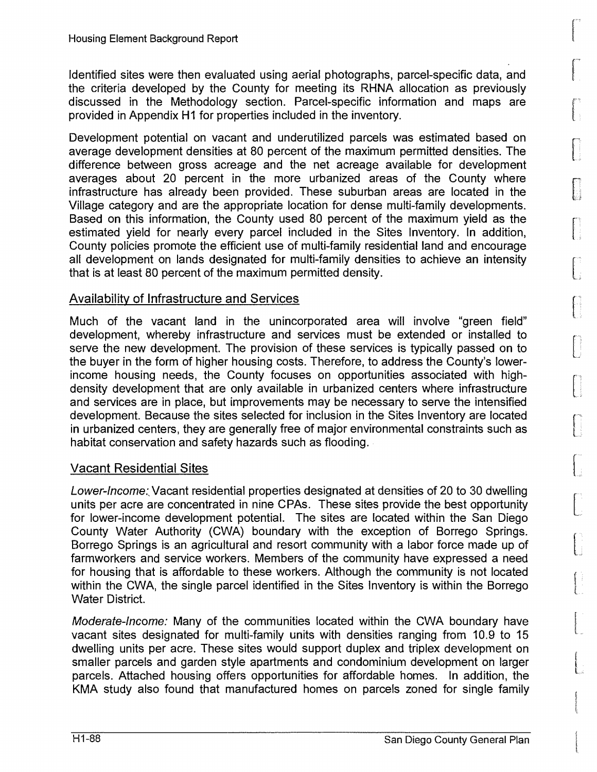Identified sites were then evaluated using aerial photographs, parcel-specific data, and the criteria developed by the County for meeting its RHNA allocation as previously discussed in the Methodology section. Parcel-specific information and maps are provided in Appendix H1 for properties included in the inventory.

Development potential on vacant and underutilized parcels was estimated based on average development densities at 80 percent of the maximum permitted densities. The difference between gross acreage and the net acreage available for development averages about 20 percent in the more urbanized areas of the County where infrastructure has already been provided. These suburban areas are located in the Village category and are the appropriate location for dense multi-family developments. Based on this information, the County used 80 percent of the maximum yield as the estimated yield for nearly every parcel included in the Sites Inventory. In addition, County policies promote the efficient use of multi-family residential land and encourage all development on lands designated for multi-family densities to achieve an intensity that is at least 80 percent of the maximum permitted density.

## Availability of Infrastructure and Services

Much of the vacant land in the unincorporated area will involve "green field" development, whereby infrastructure and services must be extended or installed to serve the new development. The provision of these services is typically passed on to the buyer in the form of higher housing costs. Therefore, to address the County's lower-income housing needs, the County focuses on opportunities associated with high-density development that are only available in urbanized centers where infrastructure and services are in place, but improvements may be necessary to serve the intensified development. Because the sites selected for inclusion in the Sites Inventory are located in urbanized centers, they are generally free of major environmental constraints such as habitat conservation and safety hazards such as flooding.

## Vacant Residential Sites

*Lower-Income:* Vacant residential properties designated at densities of 20 to 30 dwelling units per acre are concentrated in nine CPAs. These sites provide the best opportunity for lower-income development potential. The sites are located within the San Diego County Water Authority (CWA) boundary with the exception of Borrego Springs. Borrego Springs is an agricultural and resort community with a labor force made up of farmworkers and service workers. Members of the community have expressed a need for housing that is affordable to these workers. Although the community is not located within the CWA, the single parcel identified in the Sites Inventory is within the Borrego Water District.

*Moderate-Income:* Many of the communities located within the CWA boundary have vacant sites designated for multi-family units with densities ranging from 10.9 to 15 dwelling units per acre. These sites would support duplex and triplex development on smaller parcels and garden style apartments and condominium development on larger parcels. Attached housing offers opportunities for affordable homes. In addition, the KMA study also found that manufactured homes on parcels zoned for single family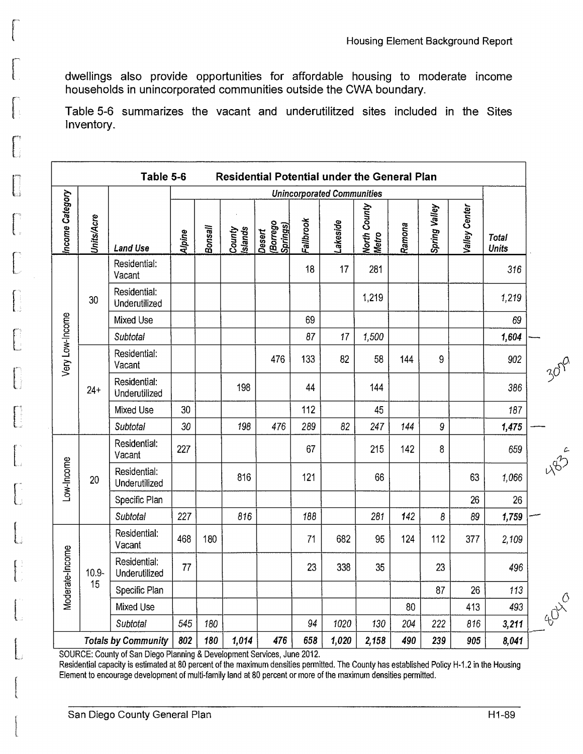dwellings also provide opportunities for affordable housing to moderate income households in unincorporated communities outside the CWA boundary.

Table 5-6 summarizes the vacant and underutilitzed sites included in the Sites Inventory.

**Table 5-6 Residential Potential under the General Plan**

| Income Category | Units/Acre | Land Use | Unincorporated Communities | | | | | | | | | | Total Units |
|---|---|---|---|---|---|---|---|---|---|---|---|---|---|
| | | | *Alpine* | *Bonsall* | *County Islands* | *Desert (Borrego Springs)* | *Fallbrook* | *Lakeside* | *North County Metro* | *Ramona* | *Spring Valley* | *Valley Center* | |
| Very Low-Income | 30 | Residential: Vacant | | | | | 18 | 17 | 281 | | | | *316* |
| | | Residential: Underutilized | | | | | | | 1,219 | | | | *1,219* |
| | | Mixed Use | | | | | 69 | | | | | | *69* |
| | | *Subtotal* | | | | | *87* | *17* | *1,500* | | | | ***1,604*** |
| | 24+ | Residential: Vacant | | | | 476 | 133 | 82 | 58 | 144 | 9 | | *902* |
| | | Residential: Underutilized | | | 198 | | 44 | | 144 | | | | *386* |
| | | Mixed Use | 30 | | | | 112 | | 45 | | | | *187* |
| | | *Subtotal* | *30* | | *198* | *476* | *289* | *82* | *247* | *144* | *9* | | ***1,475*** |
| Low-Income | 20 | Residential: Vacant | 227 | | | | 67 | | 215 | 142 | 8 | | *659* |
| | | Residential: Underutilized | | | 816 | | 121 | | 66 | | | 63 | *1,066* |
| | | Specific Plan | | | | | | | | | | 26 | *26* |
| | | *Subtotal* | *227* | | *816* | | *188* | | *281* | *142* | *8* | *89* | ***1,759*** |
| Moderate-Income | 10.9-15 | Residential: Vacant | 468 | 180 | | | 71 | 682 | 95 | 124 | 112 | 377 | *2,109* |
| | | Residential: Underutilized | 77 | | | | 23 | 338 | 35 | | 23 | | *496* |
| | | Specific Plan | | | | | | | | | 87 | 26 | *113* |
| | | Mixed Use | | | | | | | | 80 | | 413 | *493* |
| | | *Subtotal* | *545* | *180* | | | *94* | *1020* | *130* | *204* | *222* | *816* | ***3,211*** |
| ***Totals by Community*** | | | ***802*** | ***180*** | ***1,014*** | ***476*** | ***658*** | ***1,020*** | ***2,158*** | ***490*** | ***239*** | ***905*** | ***8,041*** |

SOURCE: County of San Diego Planning & Development Services, June 2012.
Residential capacity is estimated at 80 percent of the maximum densities permitted. The County has established Policy H-1.2 in the Housing Element to encourage development of multi-family land at 80 percent or more of the maximum densities permitted.